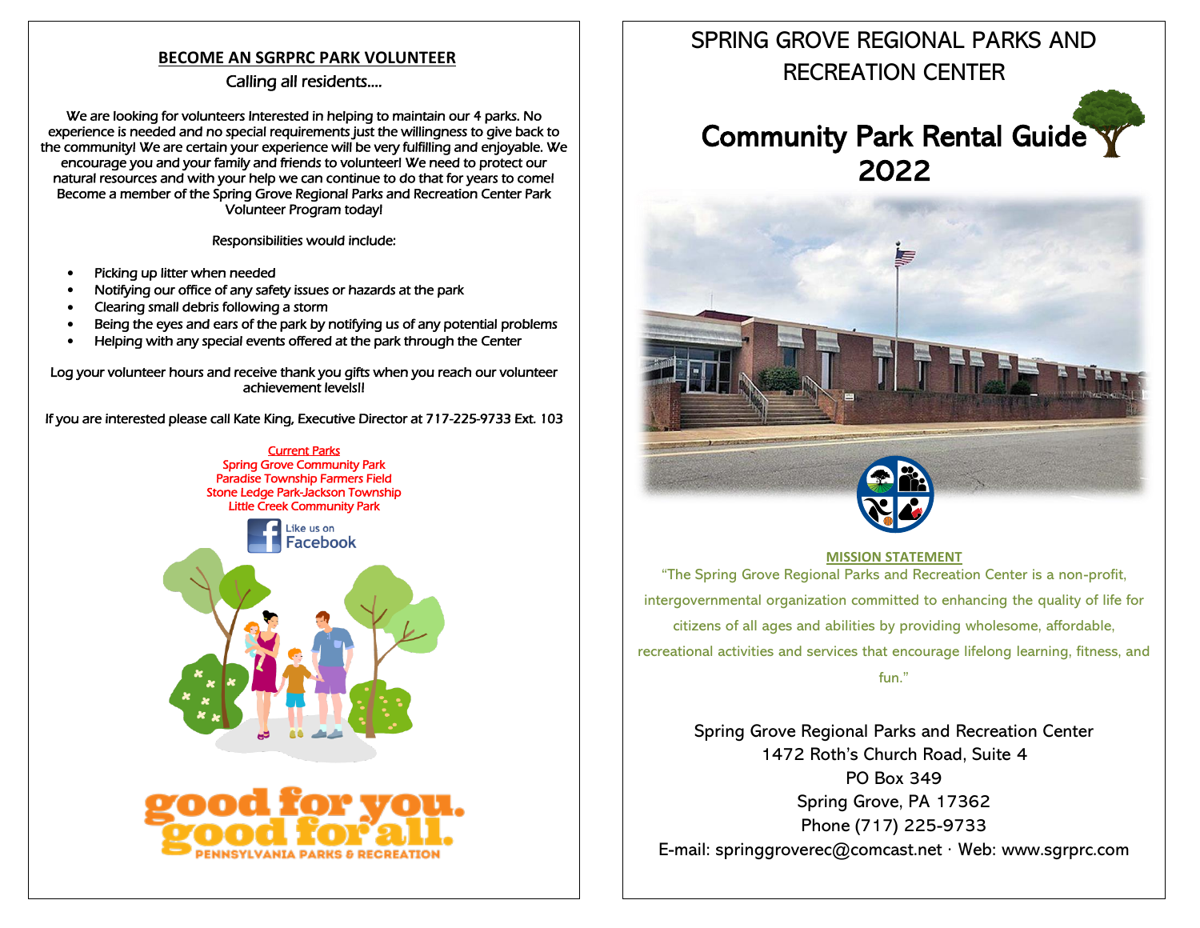## BECOME AN SGRPRC PARK VOLUNTEER

Calling all residents….

We are looking for volunteers Interested in helping to maintain our 4 parks. No experience is needed and no special requirements just the willingness to give back to the community! We are certain your experience will be very fulfilling and enjoyable. We encourage you and your family and friends to volunteer! We need to protect our natural resources and with your help we can continue to do that for years to come! Become a member of the Spring Grove Regional Parks and Recreation Center Park Volunteer Program today!

Responsibilities would include:

- Picking up litter when needed
- Notifying our office of any safety issues or hazards at the park
- Clearing small debris following a storm
- Being the eyes and ears of the park by notifying us of any potential problems
- Helping with any special events offered at the park through the Center

Log your volunteer hours and receive thank you gifts when you reach our volunteer achievement levels!!

If you are interested please call Kate King, Executive Director at 717-225-9733 Ext. 103

Current Parks
Spring Grove Community Park
Paradise Township Farmers Field
Stone Ledge Park-Jackson Township
Little Creek Community Park

Like us on Facebook

good for you. good for all.
PENNSYLVANIA PARKS & RECREATION

# SPRING GROVE REGIONAL PARKS AND RECREATION CENTER

# Community Park Rental Guide 2022

**MISSION STATEMENT**

"The Spring Grove Regional Parks and Recreation Center is a non-profit, intergovernmental organization committed to enhancing the quality of life for citizens of all ages and abilities by providing wholesome, affordable, recreational activities and services that encourage lifelong learning, fitness, and fun."

Spring Grove Regional Parks and Recreation Center
1472 Roth's Church Road, Suite 4
PO Box 349
Spring Grove, PA 17362
Phone (717) 225-9733
E-mail: springgroverec@comcast.net · Web: www.sgrprc.com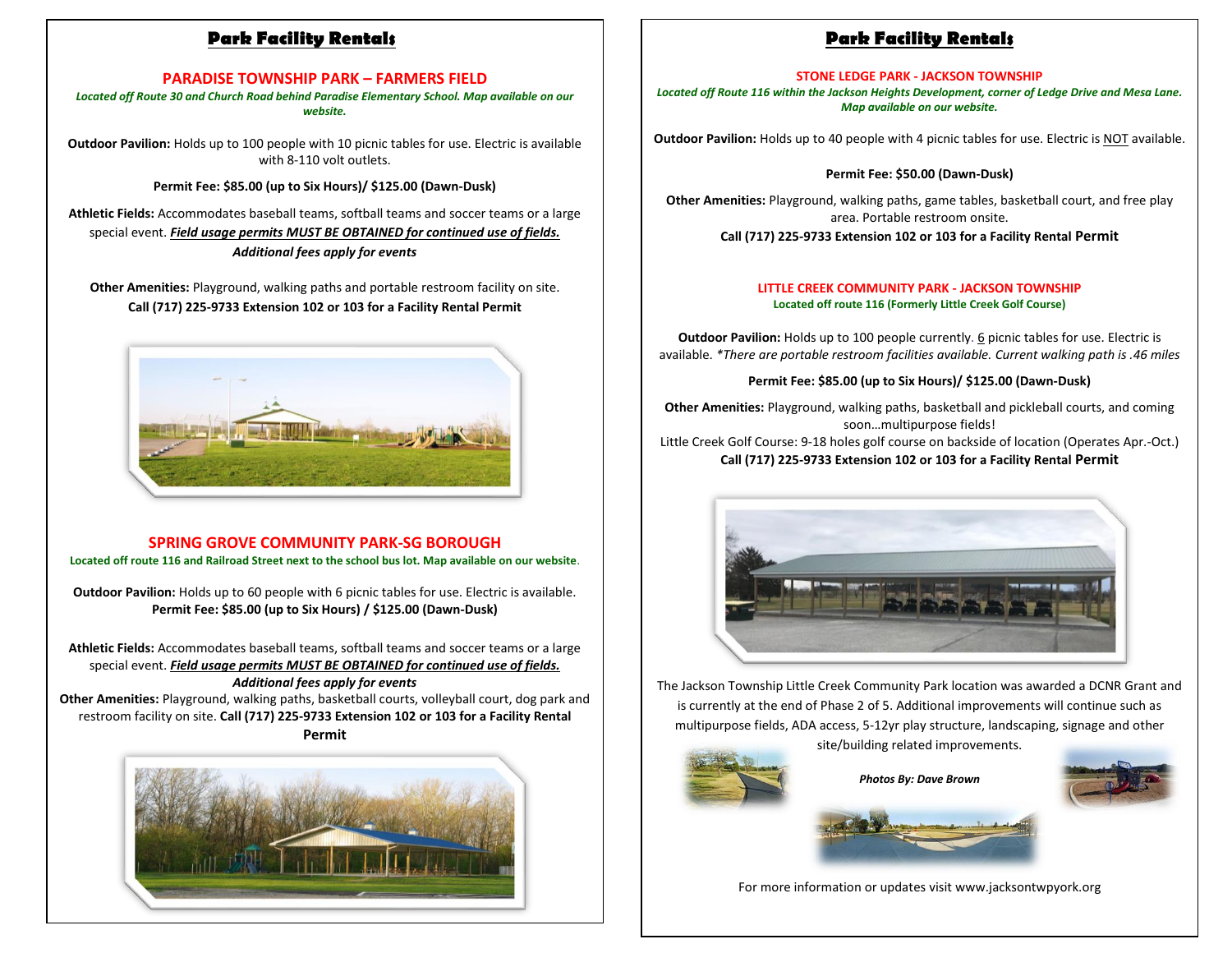# Park Facility Rentals

## PARADISE TOWNSHIP PARK – FARMERS FIELD

*Located off Route 30 and Church Road behind Paradise Elementary School. Map available on our website.*

**Outdoor Pavilion:** Holds up to 100 people with 10 picnic tables for use. Electric is available with 8-110 volt outlets.

**Permit Fee: $85.00 (up to Six Hours)/ $125.00 (Dawn-Dusk)**

**Athletic Fields:** Accommodates baseball teams, softball teams and soccer teams or a large special event. ***Field usage permits MUST BE OBTAINED for continued use of fields.***
***Additional fees apply for events***

**Other Amenities:** Playground, walking paths and portable restroom facility on site.
**Call (717) 225-9733 Extension 102 or 103 for a Facility Rental Permit**

## SPRING GROVE COMMUNITY PARK-SG BOROUGH

**Located off route 116 and Railroad Street next to the school bus lot. Map available on our website.**

**Outdoor Pavilion:** Holds up to 60 people with 6 picnic tables for use. Electric is available.
**Permit Fee: $85.00 (up to Six Hours) / $125.00 (Dawn-Dusk)**

**Athletic Fields:** Accommodates baseball teams, softball teams and soccer teams or a large special event. ***Field usage permits MUST BE OBTAINED for continued use of fields.***
***Additional fees apply for events***
**Other Amenities:** Playground, walking paths, basketball courts, volleyball court, dog park and restroom facility on site. **Call (717) 225-9733 Extension 102 or 103 for a Facility Rental Permit**

# Park Facility Rentals

## STONE LEDGE PARK - JACKSON TOWNSHIP

*Located off Route 116 within the Jackson Heights Development, corner of Ledge Drive and Mesa Lane. Map available on our website.*

**Outdoor Pavilion:** Holds up to 40 people with 4 picnic tables for use. Electric is NOT available.

**Permit Fee: $50.00 (Dawn-Dusk)**

**Other Amenities:** Playground, walking paths, game tables, basketball court, and free play area. Portable restroom onsite.
**Call (717) 225-9733 Extension 102 or 103 for a Facility Rental Permit**

## LITTLE CREEK COMMUNITY PARK - JACKSON TOWNSHIP

**Located off route 116 (Formerly Little Creek Golf Course)**

**Outdoor Pavilion:** Holds up to 100 people currently. 6 picnic tables for use. Electric is available. *\*There are portable restroom facilities available. Current walking path is .46 miles*

**Permit Fee: $85.00 (up to Six Hours)/ $125.00 (Dawn-Dusk)**

**Other Amenities:** Playground, walking paths, basketball and pickleball courts, and coming soon…multipurpose fields!
Little Creek Golf Course: 9-18 holes golf course on backside of location (Operates Apr.-Oct.)
**Call (717) 225-9733 Extension 102 or 103 for a Facility Rental Permit**

The Jackson Township Little Creek Community Park location was awarded a DCNR Grant and is currently at the end of Phase 2 of 5. Additional improvements will continue such as multipurpose fields, ADA access, 5-12yr play structure, landscaping, signage and other site/building related improvements.

***Photos By: Dave Brown***

For more information or updates visit www.jacksontwpyork.org